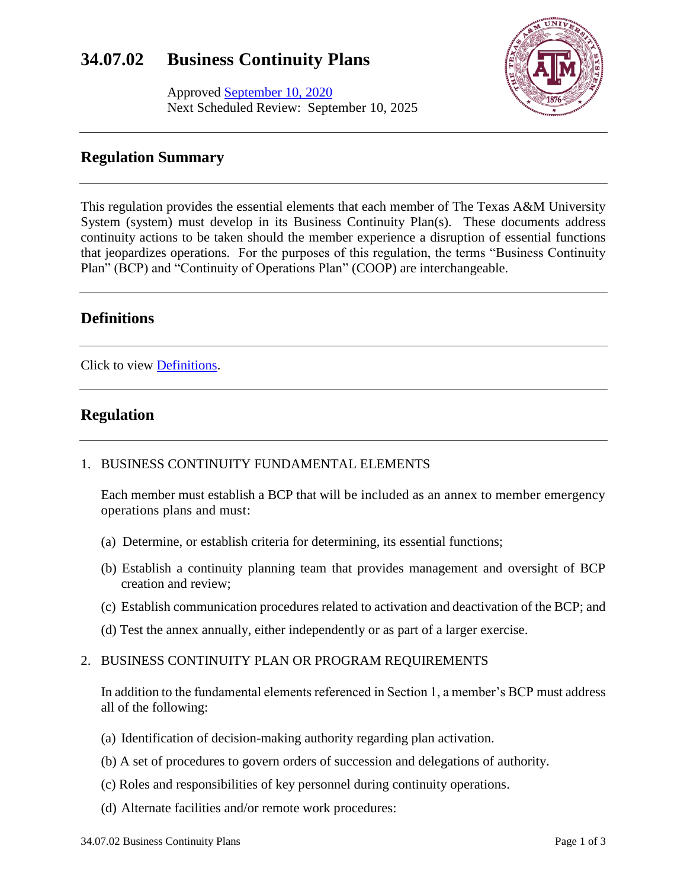# 34.07.02 Business Continuity Plans

Approved [September 10, 2020](September 10, 2020)
Next Scheduled Review: September 10, 2025

## Regulation Summary

This regulation provides the essential elements that each member of The Texas A&M University System (system) must develop in its Business Continuity Plan(s). These documents address continuity actions to be taken should the member experience a disruption of essential functions that jeopardizes operations. For the purposes of this regulation, the terms "Business Continuity Plan" (BCP) and "Continuity of Operations Plan" (COOP) are interchangeable.

## Definitions

Click to view [Definitions](Definitions).

## Regulation

1. BUSINESS CONTINUITY FUNDAMENTAL ELEMENTS

   Each member must establish a BCP that will be included as an annex to member emergency operations plans and must:

   (a) Determine, or establish criteria for determining, its essential functions;

   (b) Establish a continuity planning team that provides management and oversight of BCP creation and review;

   (c) Establish communication procedures related to activation and deactivation of the BCP; and

   (d) Test the annex annually, either independently or as part of a larger exercise.

2. BUSINESS CONTINUITY PLAN OR PROGRAM REQUIREMENTS

   In addition to the fundamental elements referenced in Section 1, a member's BCP must address all of the following:

   (a) Identification of decision-making authority regarding plan activation.

   (b) A set of procedures to govern orders of succession and delegations of authority.

   (c) Roles and responsibilities of key personnel during continuity operations.

   (d) Alternate facilities and/or remote work procedures: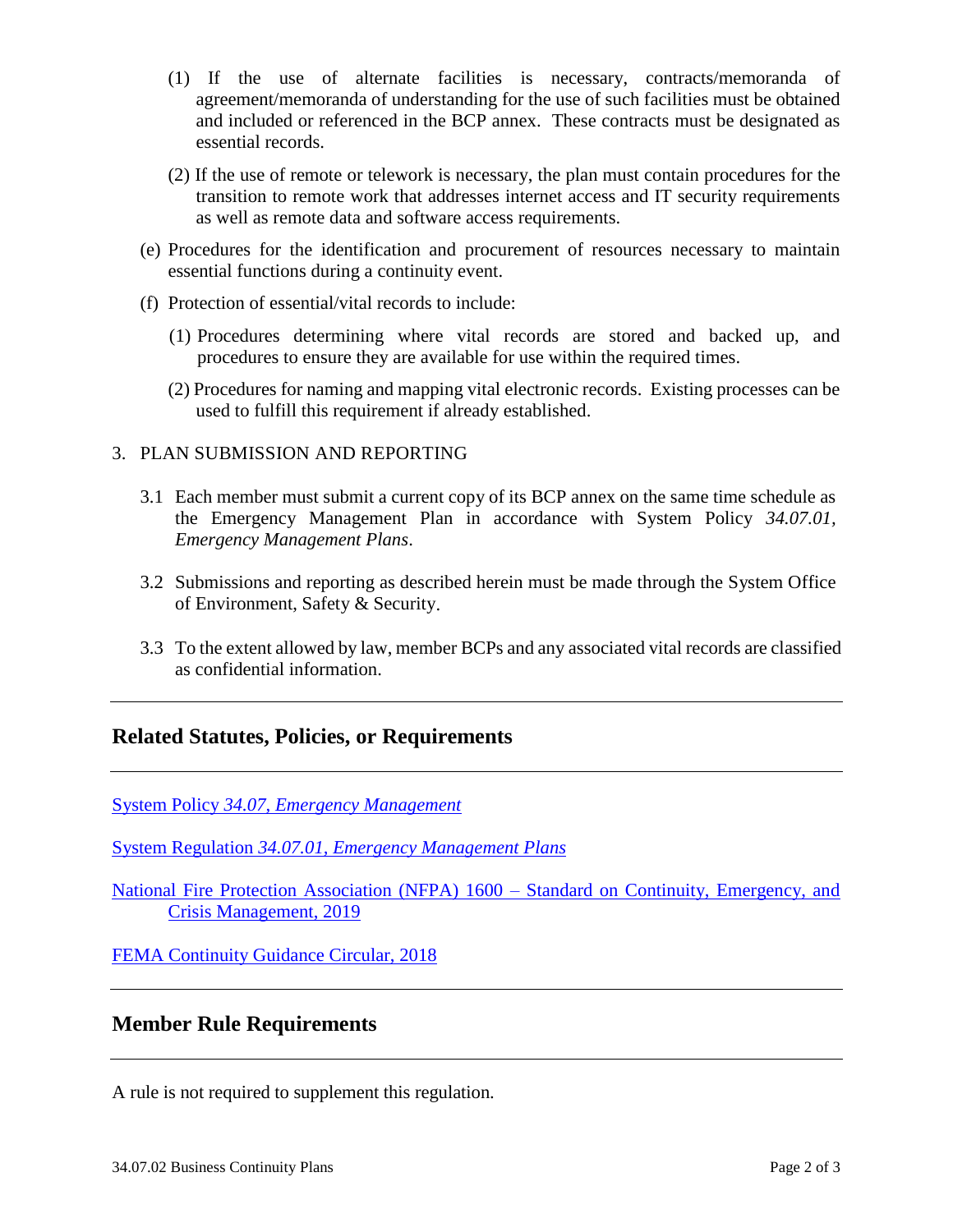(1) If the use of alternate facilities is necessary, contracts/memoranda of agreement/memoranda of understanding for the use of such facilities must be obtained and included or referenced in the BCP annex. These contracts must be designated as essential records.

(2) If the use of remote or telework is necessary, the plan must contain procedures for the transition to remote work that addresses internet access and IT security requirements as well as remote data and software access requirements.

(e) Procedures for the identification and procurement of resources necessary to maintain essential functions during a continuity event.

(f) Protection of essential/vital records to include:

(1) Procedures determining where vital records are stored and backed up, and procedures to ensure they are available for use within the required times.

(2) Procedures for naming and mapping vital electronic records. Existing processes can be used to fulfill this requirement if already established.

3. PLAN SUBMISSION AND REPORTING

3.1 Each member must submit a current copy of its BCP annex on the same time schedule as the Emergency Management Plan in accordance with System Policy *34.07.01, Emergency Management Plans*.

3.2 Submissions and reporting as described herein must be made through the System Office of Environment, Safety & Security.

3.3 To the extent allowed by law, member BCPs and any associated vital records are classified as confidential information.

## Related Statutes, Policies, or Requirements

System Policy *34.07, Emergency Management*

System Regulation *34.07.01, Emergency Management Plans*

National Fire Protection Association (NFPA) 1600 – Standard on Continuity, Emergency, and Crisis Management, 2019

FEMA Continuity Guidance Circular, 2018

## Member Rule Requirements

A rule is not required to supplement this regulation.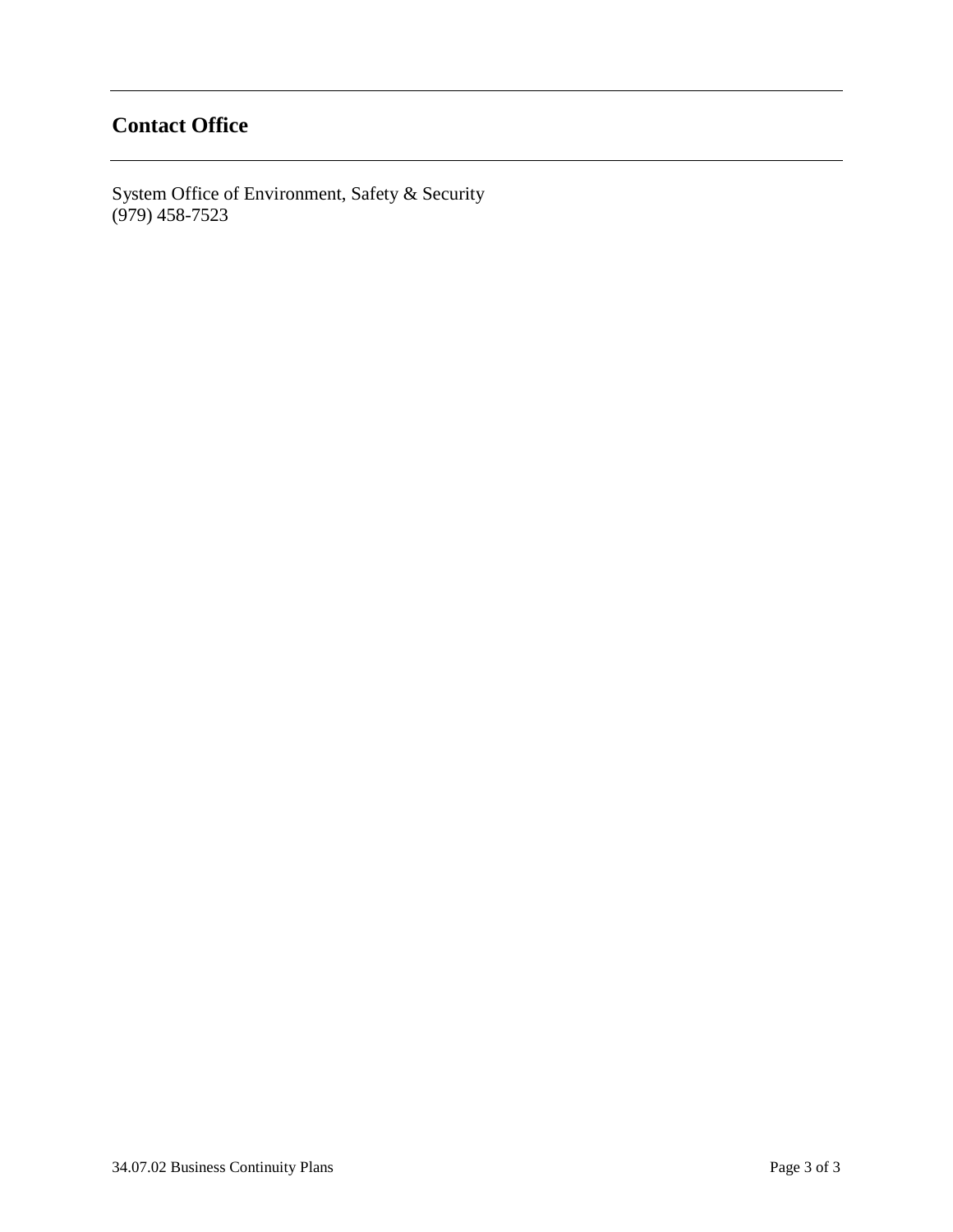## Contact Office

System Office of Environment, Safety & Security
(979) 458-7523